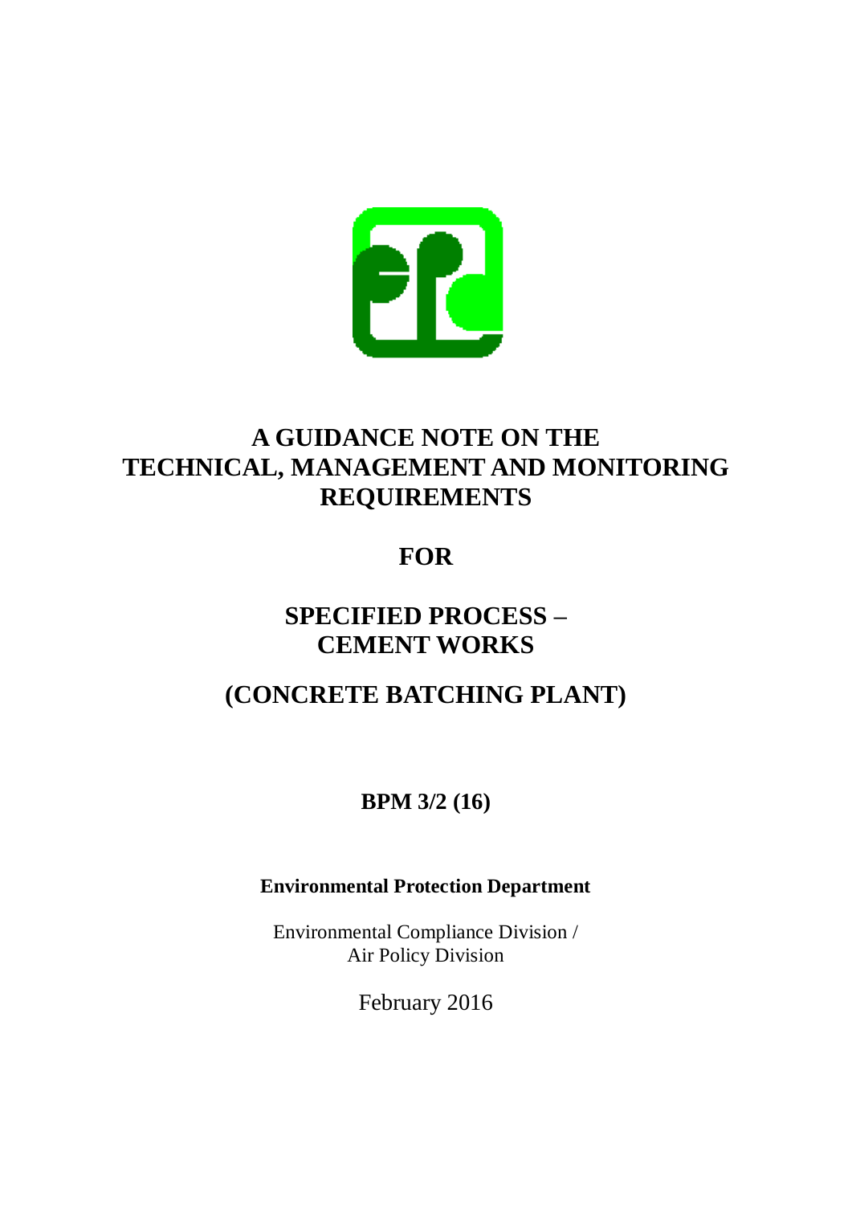# A GUIDANCE NOTE ON THE TECHNICAL, MANAGEMENT AND MONITORING REQUIREMENTS

# FOR

# SPECIFIED PROCESS – CEMENT WORKS

# (CONCRETE BATCHING PLANT)

**BPM 3/2 (16)**

**Environmental Protection Department**

Environmental Compliance Division /
Air Policy Division

February 2016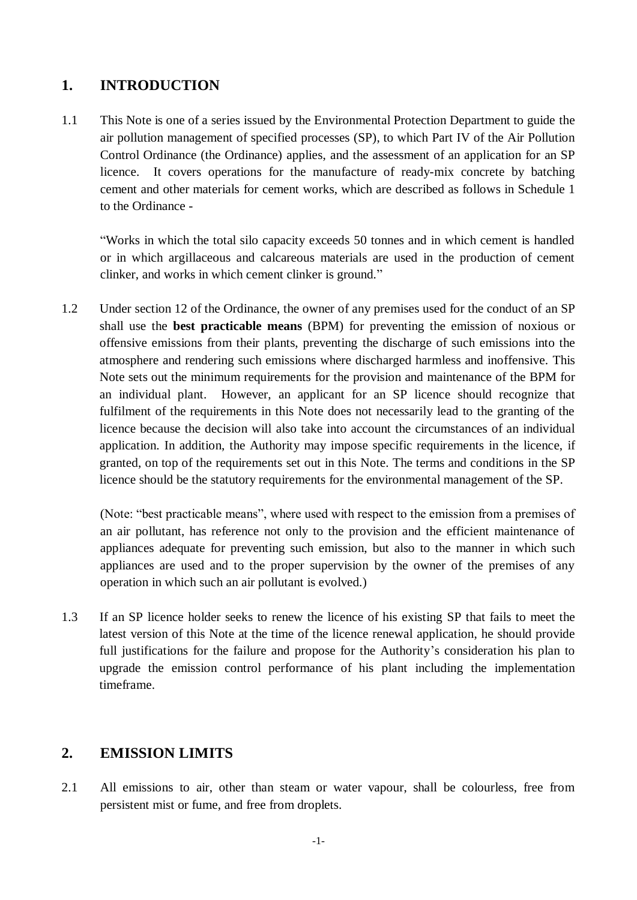## 1. INTRODUCTION

1.1 This Note is one of a series issued by the Environmental Protection Department to guide the air pollution management of specified processes (SP), to which Part IV of the Air Pollution Control Ordinance (the Ordinance) applies, and the assessment of an application for an SP licence. It covers operations for the manufacture of ready-mix concrete by batching cement and other materials for cement works, which are described as follows in Schedule 1 to the Ordinance -

"Works in which the total silo capacity exceeds 50 tonnes and in which cement is handled or in which argillaceous and calcareous materials are used in the production of cement clinker, and works in which cement clinker is ground."

1.2 Under section 12 of the Ordinance, the owner of any premises used for the conduct of an SP shall use the **best practicable means** (BPM) for preventing the emission of noxious or offensive emissions from their plants, preventing the discharge of such emissions into the atmosphere and rendering such emissions where discharged harmless and inoffensive. This Note sets out the minimum requirements for the provision and maintenance of the BPM for an individual plant. However, an applicant for an SP licence should recognize that fulfilment of the requirements in this Note does not necessarily lead to the granting of the licence because the decision will also take into account the circumstances of an individual application. In addition, the Authority may impose specific requirements in the licence, if granted, on top of the requirements set out in this Note. The terms and conditions in the SP licence should be the statutory requirements for the environmental management of the SP.

(Note: "best practicable means", where used with respect to the emission from a premises of an air pollutant, has reference not only to the provision and the efficient maintenance of appliances adequate for preventing such emission, but also to the manner in which such appliances are used and to the proper supervision by the owner of the premises of any operation in which such an air pollutant is evolved.)

1.3 If an SP licence holder seeks to renew the licence of his existing SP that fails to meet the latest version of this Note at the time of the licence renewal application, he should provide full justifications for the failure and propose for the Authority's consideration his plan to upgrade the emission control performance of his plant including the implementation timeframe.

## 2. EMISSION LIMITS

2.1 All emissions to air, other than steam or water vapour, shall be colourless, free from persistent mist or fume, and free from droplets.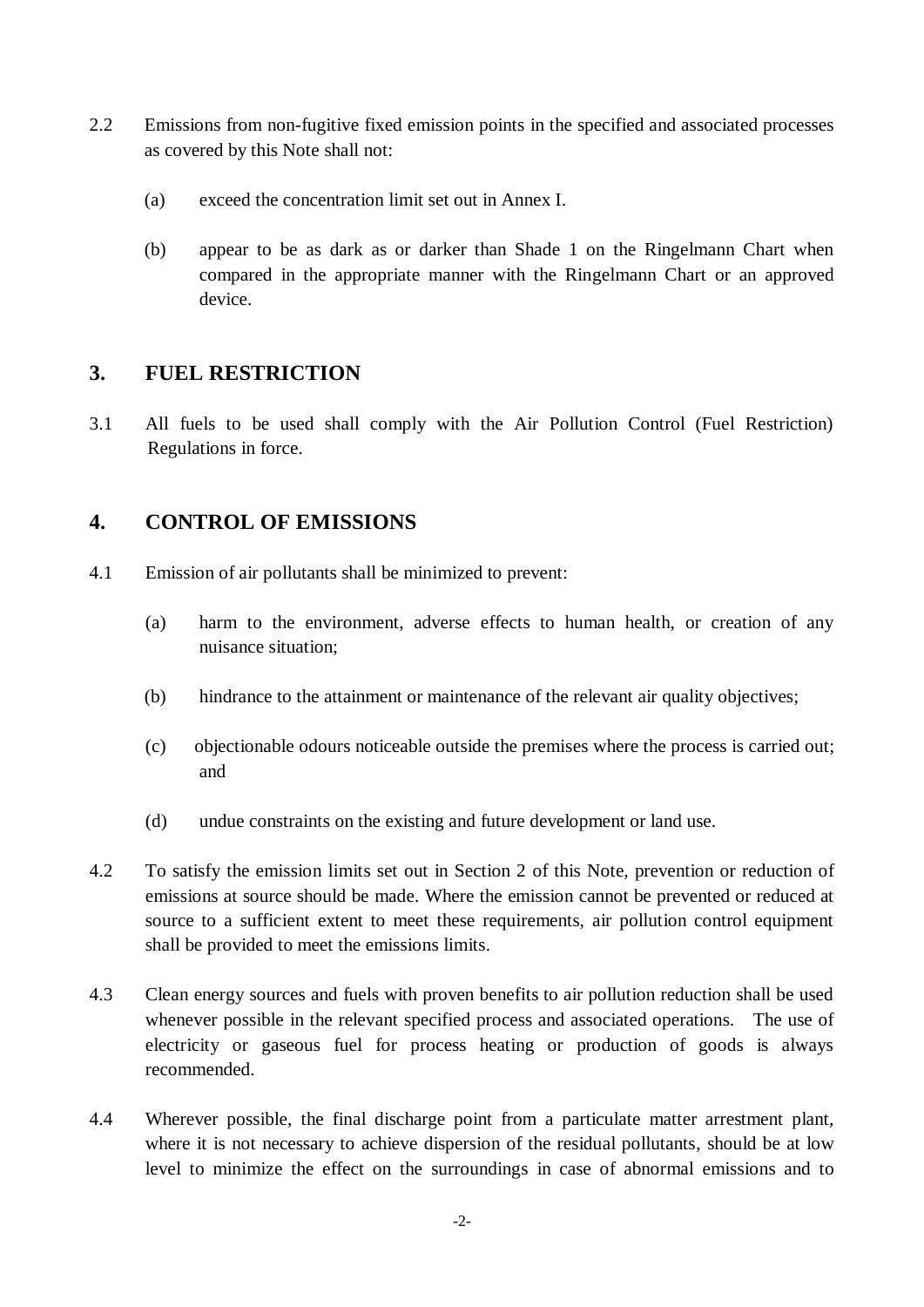2.2 Emissions from non-fugitive fixed emission points in the specified and associated processes as covered by this Note shall not:

(a) exceed the concentration limit set out in Annex I.

(b) appear to be as dark as or darker than Shade 1 on the Ringelmann Chart when compared in the appropriate manner with the Ringelmann Chart or an approved device.

## 3. FUEL RESTRICTION

3.1 All fuels to be used shall comply with the Air Pollution Control (Fuel Restriction) Regulations in force.

## 4. CONTROL OF EMISSIONS

4.1 Emission of air pollutants shall be minimized to prevent:

(a) harm to the environment, adverse effects to human health, or creation of any nuisance situation;

(b) hindrance to the attainment or maintenance of the relevant air quality objectives;

(c) objectionable odours noticeable outside the premises where the process is carried out; and

(d) undue constraints on the existing and future development or land use.

4.2 To satisfy the emission limits set out in Section 2 of this Note, prevention or reduction of emissions at source should be made. Where the emission cannot be prevented or reduced at source to a sufficient extent to meet these requirements, air pollution control equipment shall be provided to meet the emissions limits.

4.3 Clean energy sources and fuels with proven benefits to air pollution reduction shall be used whenever possible in the relevant specified process and associated operations. The use of electricity or gaseous fuel for process heating or production of goods is always recommended.

4.4 Wherever possible, the final discharge point from a particulate matter arrestment plant, where it is not necessary to achieve dispersion of the residual pollutants, should be at low level to minimize the effect on the surroundings in case of abnormal emissions and to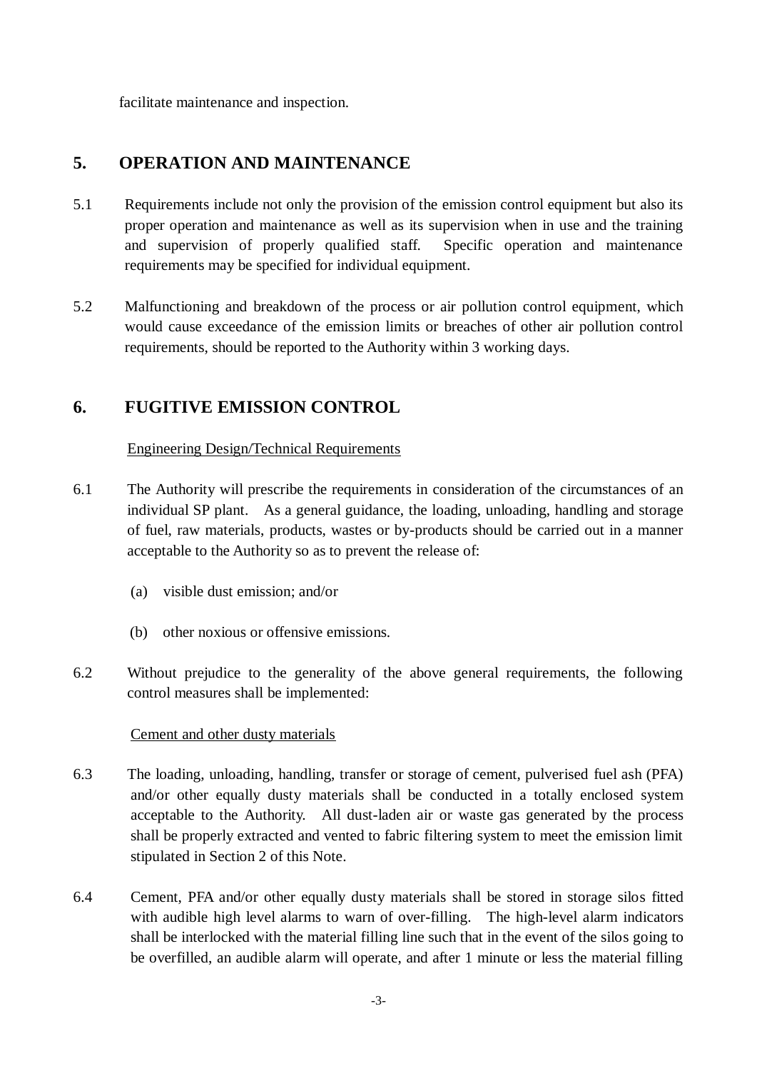facilitate maintenance and inspection.

## 5. OPERATION AND MAINTENANCE

5.1 Requirements include not only the provision of the emission control equipment but also its proper operation and maintenance as well as its supervision when in use and the training and supervision of properly qualified staff. Specific operation and maintenance requirements may be specified for individual equipment.

5.2 Malfunctioning and breakdown of the process or air pollution control equipment, which would cause exceedance of the emission limits or breaches of other air pollution control requirements, should be reported to the Authority within 3 working days.

## 6. FUGITIVE EMISSION CONTROL

Engineering Design/Technical Requirements

6.1 The Authority will prescribe the requirements in consideration of the circumstances of an individual SP plant. As a general guidance, the loading, unloading, handling and storage of fuel, raw materials, products, wastes or by-products should be carried out in a manner acceptable to the Authority so as to prevent the release of:

(a) visible dust emission; and/or

(b) other noxious or offensive emissions.

6.2 Without prejudice to the generality of the above general requirements, the following control measures shall be implemented:

Cement and other dusty materials

6.3 The loading, unloading, handling, transfer or storage of cement, pulverised fuel ash (PFA) and/or other equally dusty materials shall be conducted in a totally enclosed system acceptable to the Authority. All dust-laden air or waste gas generated by the process shall be properly extracted and vented to fabric filtering system to meet the emission limit stipulated in Section 2 of this Note.

6.4 Cement, PFA and/or other equally dusty materials shall be stored in storage silos fitted with audible high level alarms to warn of over-filling. The high-level alarm indicators shall be interlocked with the material filling line such that in the event of the silos going to be overfilled, an audible alarm will operate, and after 1 minute or less the material filling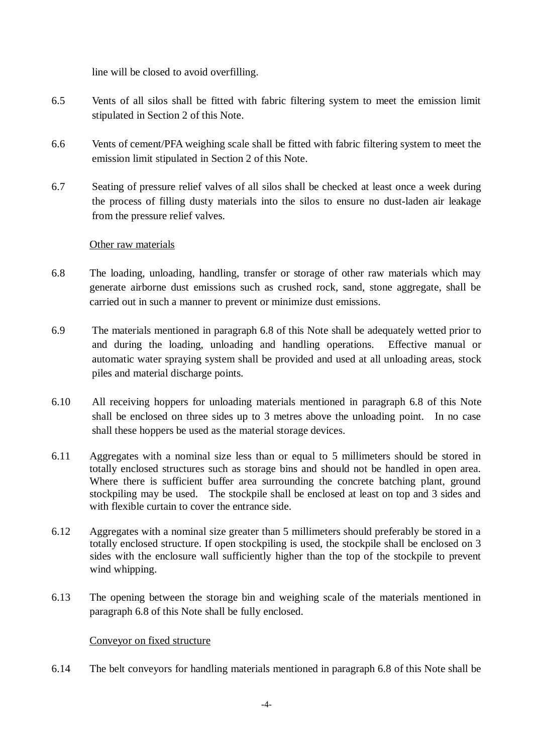line will be closed to avoid overfilling.

6.5 Vents of all silos shall be fitted with fabric filtering system to meet the emission limit stipulated in Section 2 of this Note.

6.6 Vents of cement/PFA weighing scale shall be fitted with fabric filtering system to meet the emission limit stipulated in Section 2 of this Note.

6.7 Seating of pressure relief valves of all silos shall be checked at least once a week during the process of filling dusty materials into the silos to ensure no dust-laden air leakage from the pressure relief valves.

<u>Other raw materials</u>

6.8 The loading, unloading, handling, transfer or storage of other raw materials which may generate airborne dust emissions such as crushed rock, sand, stone aggregate, shall be carried out in such a manner to prevent or minimize dust emissions.

6.9 The materials mentioned in paragraph 6.8 of this Note shall be adequately wetted prior to and during the loading, unloading and handling operations. Effective manual or automatic water spraying system shall be provided and used at all unloading areas, stock piles and material discharge points.

6.10 All receiving hoppers for unloading materials mentioned in paragraph 6.8 of this Note shall be enclosed on three sides up to 3 metres above the unloading point. In no case shall these hoppers be used as the material storage devices.

6.11 Aggregates with a nominal size less than or equal to 5 millimeters should be stored in totally enclosed structures such as storage bins and should not be handled in open area. Where there is sufficient buffer area surrounding the concrete batching plant, ground stockpiling may be used. The stockpile shall be enclosed at least on top and 3 sides and with flexible curtain to cover the entrance side.

6.12 Aggregates with a nominal size greater than 5 millimeters should preferably be stored in a totally enclosed structure. If open stockpiling is used, the stockpile shall be enclosed on 3 sides with the enclosure wall sufficiently higher than the top of the stockpile to prevent wind whipping.

6.13 The opening between the storage bin and weighing scale of the materials mentioned in paragraph 6.8 of this Note shall be fully enclosed.

<u>Conveyor on fixed structure</u>

6.14 The belt conveyors for handling materials mentioned in paragraph 6.8 of this Note shall be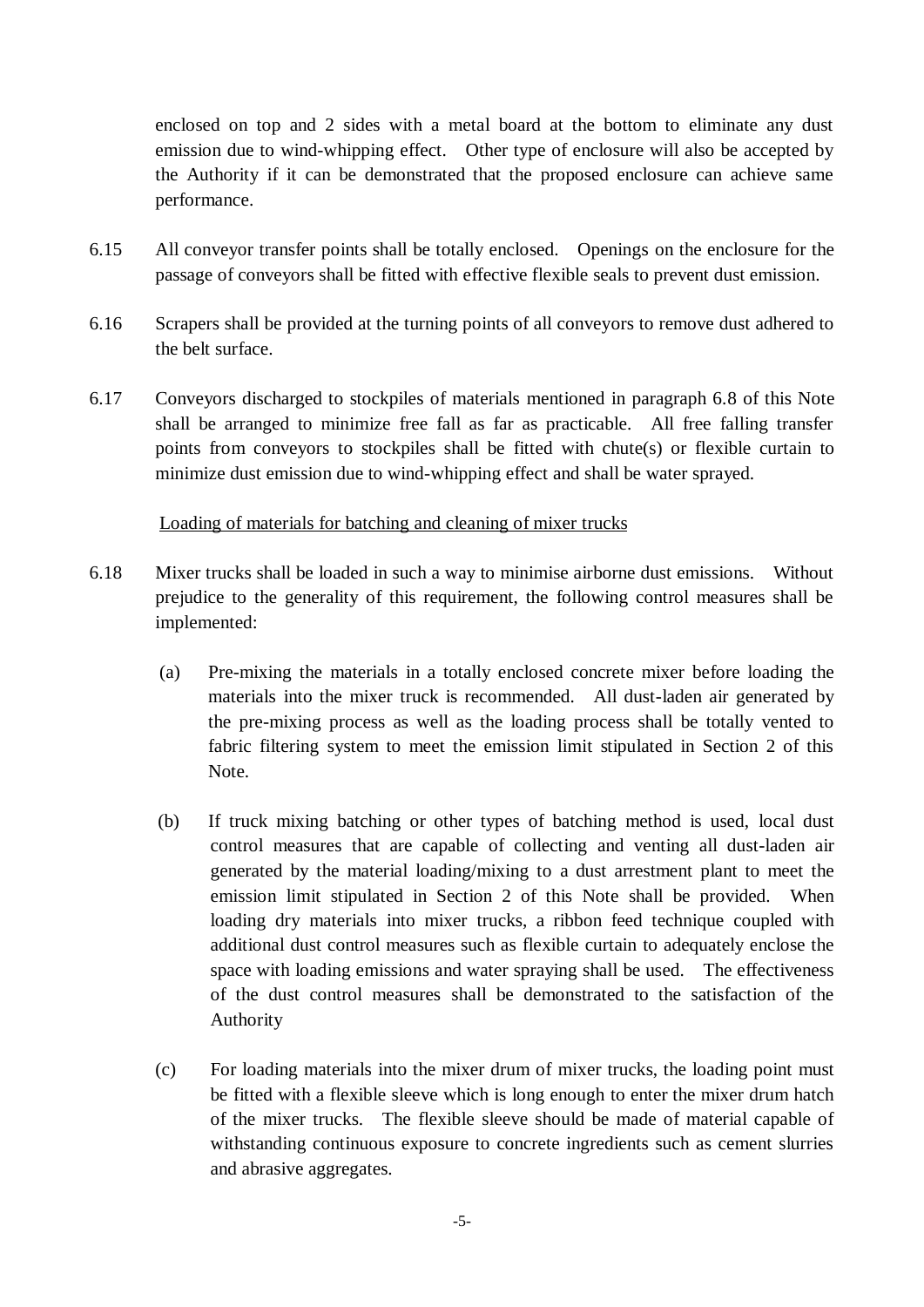enclosed on top and 2 sides with a metal board at the bottom to eliminate any dust emission due to wind-whipping effect. Other type of enclosure will also be accepted by the Authority if it can be demonstrated that the proposed enclosure can achieve same performance.

6.15 All conveyor transfer points shall be totally enclosed. Openings on the enclosure for the passage of conveyors shall be fitted with effective flexible seals to prevent dust emission.

6.16 Scrapers shall be provided at the turning points of all conveyors to remove dust adhered to the belt surface.

6.17 Conveyors discharged to stockpiles of materials mentioned in paragraph 6.8 of this Note shall be arranged to minimize free fall as far as practicable. All free falling transfer points from conveyors to stockpiles shall be fitted with chute(s) or flexible curtain to minimize dust emission due to wind-whipping effect and shall be water sprayed.

<u>Loading of materials for batching and cleaning of mixer trucks</u>

6.18 Mixer trucks shall be loaded in such a way to minimise airborne dust emissions. Without prejudice to the generality of this requirement, the following control measures shall be implemented:

(a) Pre-mixing the materials in a totally enclosed concrete mixer before loading the materials into the mixer truck is recommended. All dust-laden air generated by the pre-mixing process as well as the loading process shall be totally vented to fabric filtering system to meet the emission limit stipulated in Section 2 of this Note.

(b) If truck mixing batching or other types of batching method is used, local dust control measures that are capable of collecting and venting all dust-laden air generated by the material loading/mixing to a dust arrestment plant to meet the emission limit stipulated in Section 2 of this Note shall be provided. When loading dry materials into mixer trucks, a ribbon feed technique coupled with additional dust control measures such as flexible curtain to adequately enclose the space with loading emissions and water spraying shall be used. The effectiveness of the dust control measures shall be demonstrated to the satisfaction of the Authority

(c) For loading materials into the mixer drum of mixer trucks, the loading point must be fitted with a flexible sleeve which is long enough to enter the mixer drum hatch of the mixer trucks. The flexible sleeve should be made of material capable of withstanding continuous exposure to concrete ingredients such as cement slurries and abrasive aggregates.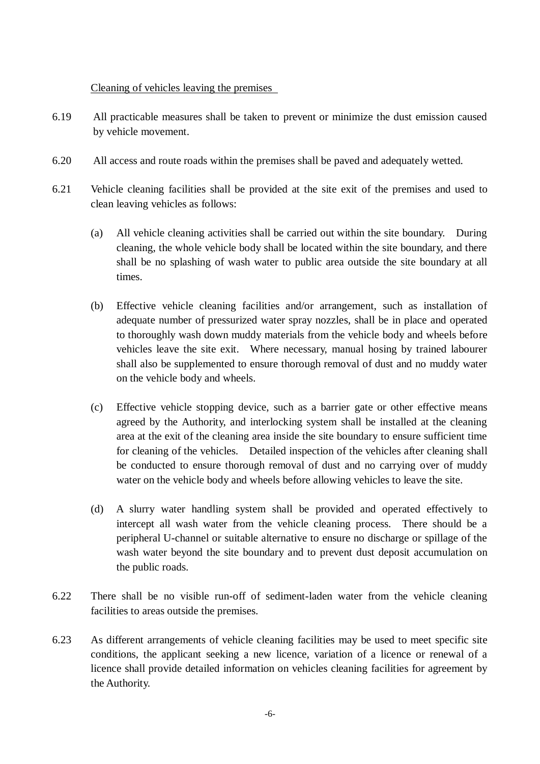Cleaning of vehicles leaving the premises

6.19 All practicable measures shall be taken to prevent or minimize the dust emission caused by vehicle movement.

6.20 All access and route roads within the premises shall be paved and adequately wetted.

6.21 Vehicle cleaning facilities shall be provided at the site exit of the premises and used to clean leaving vehicles as follows:

(a) All vehicle cleaning activities shall be carried out within the site boundary. During cleaning, the whole vehicle body shall be located within the site boundary, and there shall be no splashing of wash water to public area outside the site boundary at all times.

(b) Effective vehicle cleaning facilities and/or arrangement, such as installation of adequate number of pressurized water spray nozzles, shall be in place and operated to thoroughly wash down muddy materials from the vehicle body and wheels before vehicles leave the site exit. Where necessary, manual hosing by trained labourer shall also be supplemented to ensure thorough removal of dust and no muddy water on the vehicle body and wheels.

(c) Effective vehicle stopping device, such as a barrier gate or other effective means agreed by the Authority, and interlocking system shall be installed at the cleaning area at the exit of the cleaning area inside the site boundary to ensure sufficient time for cleaning of the vehicles. Detailed inspection of the vehicles after cleaning shall be conducted to ensure thorough removal of dust and no carrying over of muddy water on the vehicle body and wheels before allowing vehicles to leave the site.

(d) A slurry water handling system shall be provided and operated effectively to intercept all wash water from the vehicle cleaning process. There should be a peripheral U-channel or suitable alternative to ensure no discharge or spillage of the wash water beyond the site boundary and to prevent dust deposit accumulation on the public roads.

6.22 There shall be no visible run-off of sediment-laden water from the vehicle cleaning facilities to areas outside the premises.

6.23 As different arrangements of vehicle cleaning facilities may be used to meet specific site conditions, the applicant seeking a new licence, variation of a licence or renewal of a licence shall provide detailed information on vehicles cleaning facilities for agreement by the Authority.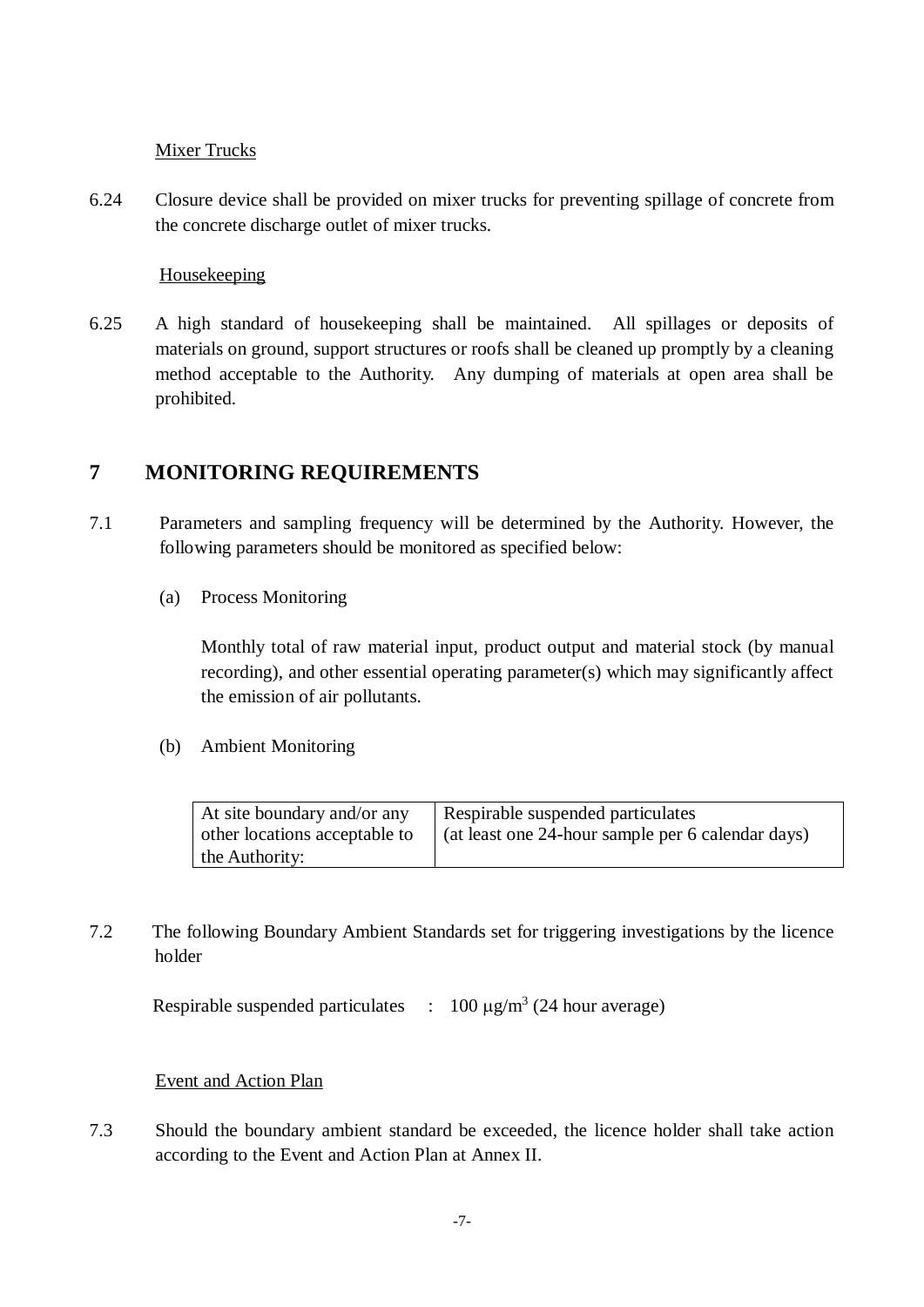Mixer Trucks

6.24 Closure device shall be provided on mixer trucks for preventing spillage of concrete from the concrete discharge outlet of mixer trucks.

Housekeeping

6.25 A high standard of housekeeping shall be maintained. All spillages or deposits of materials on ground, support structures or roofs shall be cleaned up promptly by a cleaning method acceptable to the Authority. Any dumping of materials at open area shall be prohibited.

## 7 MONITORING REQUIREMENTS

7.1 Parameters and sampling frequency will be determined by the Authority. However, the following parameters should be monitored as specified below:

(a) Process Monitoring

Monthly total of raw material input, product output and material stock (by manual recording), and other essential operating parameter(s) which may significantly affect the emission of air pollutants.

(b) Ambient Monitoring

| At site boundary and/or any other locations acceptable to the Authority: | Respirable suspended particulates (at least one 24-hour sample per 6 calendar days) |
|---|---|

7.2 The following Boundary Ambient Standards set for triggering investigations by the licence holder

Respirable suspended particulates : 100 $\mu g/m^3$ (24 hour average)

Event and Action Plan

7.3 Should the boundary ambient standard be exceeded, the licence holder shall take action according to the Event and Action Plan at Annex II.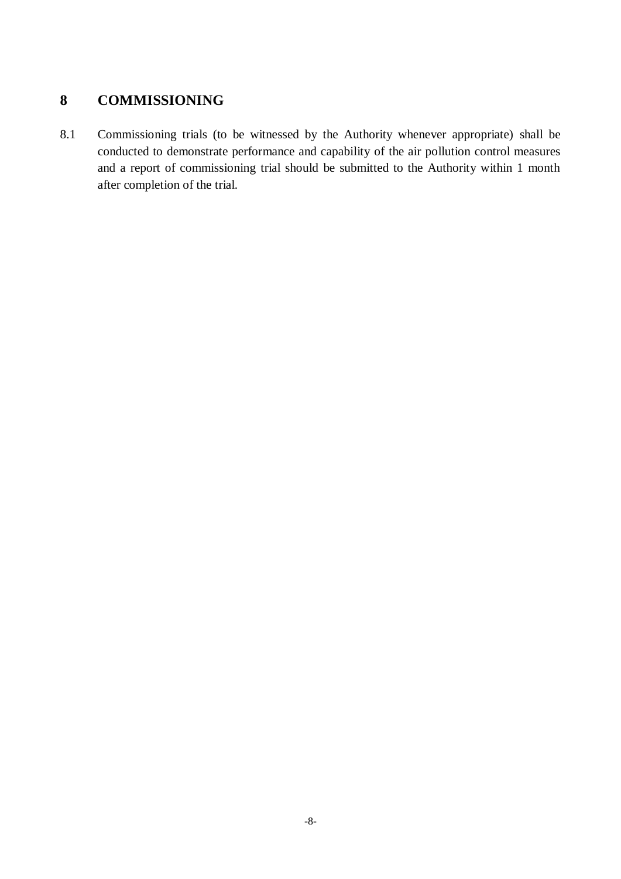## 8 COMMISSIONING

8.1 Commissioning trials (to be witnessed by the Authority whenever appropriate) shall be conducted to demonstrate performance and capability of the air pollution control measures and a report of commissioning trial should be submitted to the Authority within 1 month after completion of the trial.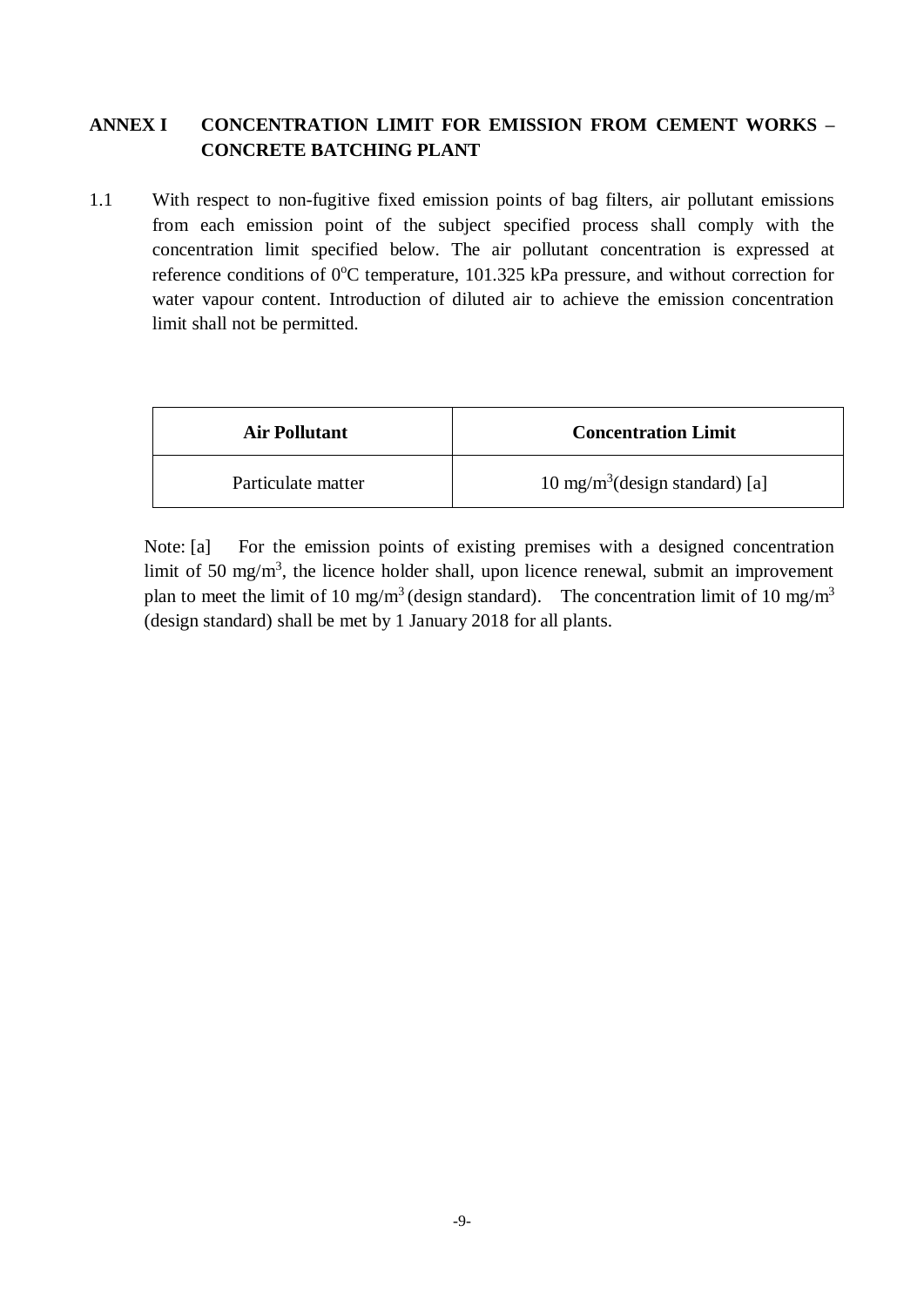## ANNEX I CONCENTRATION LIMIT FOR EMISSION FROM CEMENT WORKS – CONCRETE BATCHING PLANT

1.1 With respect to non-fugitive fixed emission points of bag filters, air pollutant emissions from each emission point of the subject specified process shall comply with the concentration limit specified below. The air pollutant concentration is expressed at reference conditions of $0^oC$ temperature, 101.325 kPa pressure, and without correction for water vapour content. Introduction of diluted air to achieve the emission concentration limit shall not be permitted.

| Air Pollutant | Concentration Limit |
|---|---|
| Particulate matter | 10 $mg/m^3$(design standard) [a] |

Note: [a] For the emission points of existing premises with a designed concentration limit of 50 $mg/m^3$, the licence holder shall, upon licence renewal, submit an improvement plan to meet the limit of 10 $mg/m^3$ (design standard). The concentration limit of 10 $mg/m^3$ (design standard) shall be met by 1 January 2018 for all plants.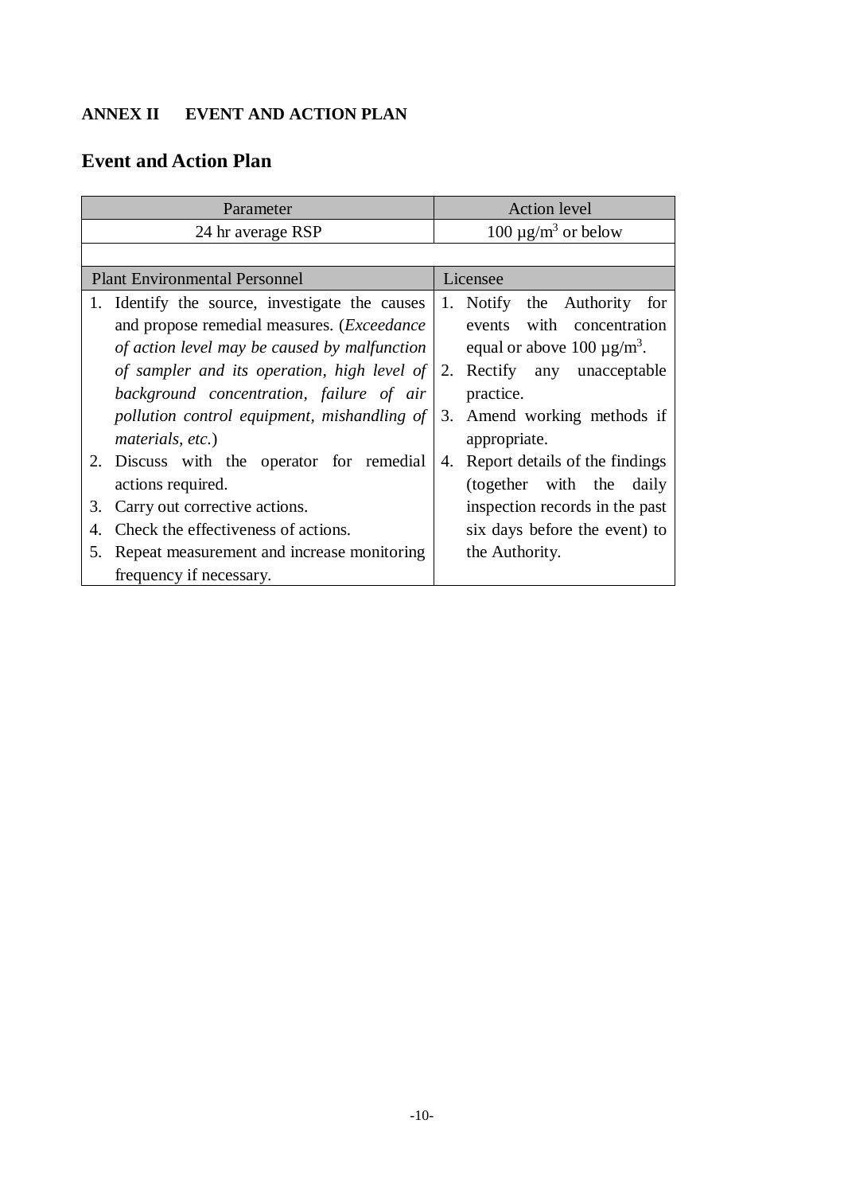**ANNEX II EVENT AND ACTION PLAN**

## Event and Action Plan

| Parameter | Action level |
|---|---|
| 24 hr average RSP | 100 µg/m$^3$ or below |
| | |
| Plant Environmental Personnel | Licensee |
| 1. Identify the source, investigate the causes and propose remedial measures. (*Exceedance of action level may be caused by malfunction of sampler and its operation, high level of background concentration, failure of air pollution control equipment, mishandling of materials, etc.*)<br>2. Discuss with the operator for remedial actions required.<br>3. Carry out corrective actions.<br>4. Check the effectiveness of actions.<br>5. Repeat measurement and increase monitoring frequency if necessary. | 1. Notify the Authority for events with concentration equal or above 100 µg/m$^3$.<br>2. Rectify any unacceptable practice.<br>3. Amend working methods if appropriate.<br>4. Report details of the findings (together with the daily inspection records in the past six days before the event) to the Authority. |